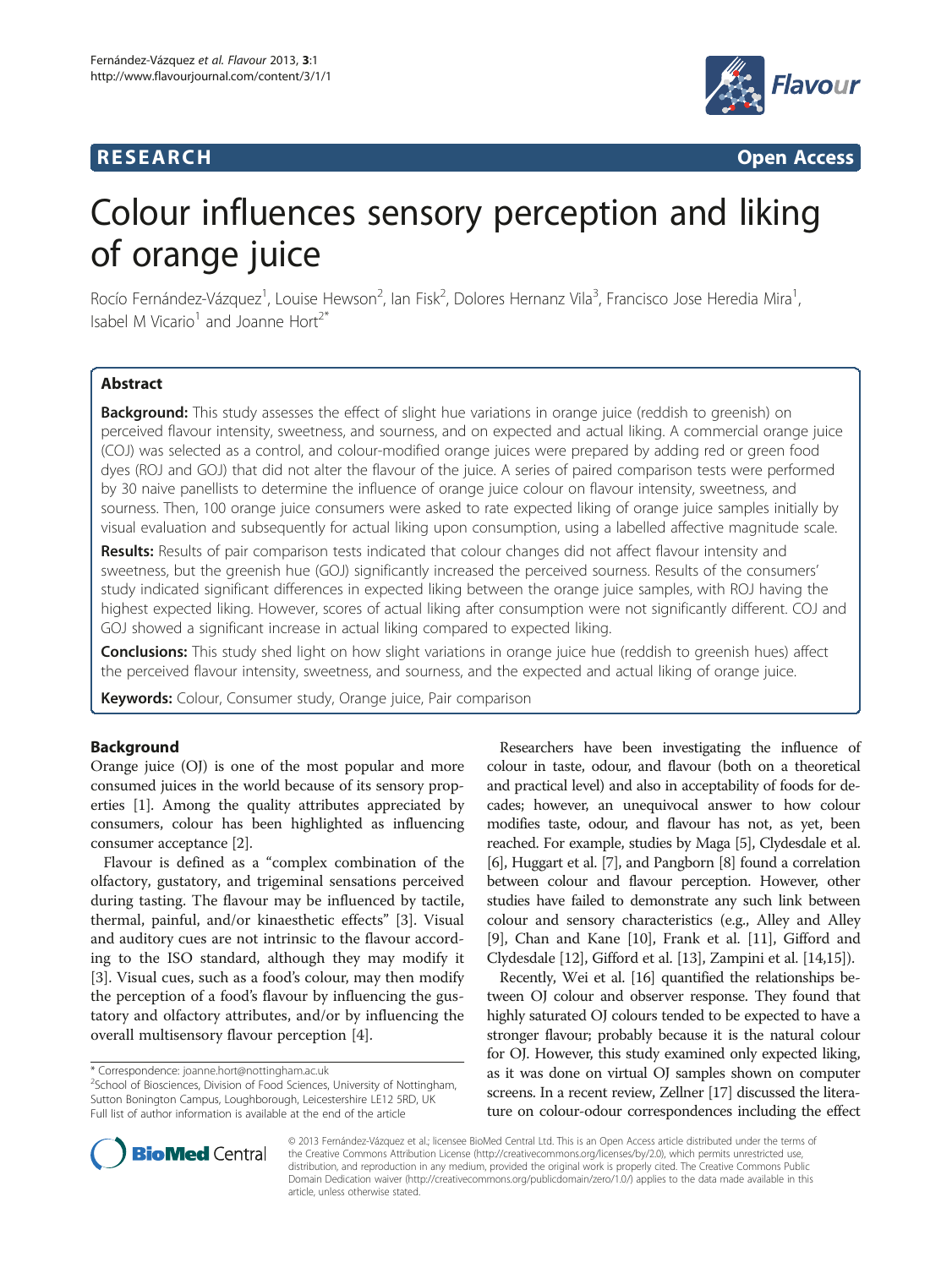**RESEARCH** **Open Access**

# Colour influences sensory perception and liking of orange juice

Rocío Fernández-Vázquez[1], Louise Hewson[2], Ian Fisk[2], Dolores Hernanz Vila[3], Francisco Jose Heredia Mira[1], Isabel M Vicario[1] and Joanne Hort[2*]

## Abstract

**Background:** This study assesses the effect of slight hue variations in orange juice (reddish to greenish) on perceived flavour intensity, sweetness, and sourness, and on expected and actual liking. A commercial orange juice (COJ) was selected as a control, and colour-modified orange juices were prepared by adding red or green food dyes (ROJ and GOJ) that did not alter the flavour of the juice. A series of paired comparison tests were performed by 30 naive panellists to determine the influence of orange juice colour on flavour intensity, sweetness, and sourness. Then, 100 orange juice consumers were asked to rate expected liking of orange juice samples initially by visual evaluation and subsequently for actual liking upon consumption, using a labelled affective magnitude scale.

**Results:** Results of pair comparison tests indicated that colour changes did not affect flavour intensity and sweetness, but the greenish hue (GOJ) significantly increased the perceived sourness. Results of the consumers' study indicated significant differences in expected liking between the orange juice samples, with ROJ having the highest expected liking. However, scores of actual liking after consumption were not significantly different. COJ and GOJ showed a significant increase in actual liking compared to expected liking.

**Conclusions:** This study shed light on how slight variations in orange juice hue (reddish to greenish hues) affect the perceived flavour intensity, sweetness, and sourness, and the expected and actual liking of orange juice.

**Keywords:** Colour, Consumer study, Orange juice, Pair comparison

## Background

Orange juice (OJ) is one of the most popular and more consumed juices in the world because of its sensory properties [1]. Among the quality attributes appreciated by consumers, colour has been highlighted as influencing consumer acceptance [2].

Flavour is defined as a "complex combination of the olfactory, gustatory, and trigeminal sensations perceived during tasting. The flavour may be influenced by tactile, thermal, painful, and/or kinaesthetic effects" [3]. Visual and auditory cues are not intrinsic to the flavour according to the ISO standard, although they may modify it [3]. Visual cues, such as a food's colour, may then modify the perception of a food's flavour by influencing the gustatory and olfactory attributes, and/or by influencing the overall multisensory flavour perception [4].

Researchers have been investigating the influence of colour in taste, odour, and flavour (both on a theoretical and practical level) and also in acceptability of foods for decades; however, an unequivocal answer to how colour modifies taste, odour, and flavour has not, as yet, been reached. For example, studies by Maga [5], Clydesdale et al. [6], Huggart et al. [7], and Pangborn [8] found a correlation between colour and flavour perception. However, other studies have failed to demonstrate any such link between colour and sensory characteristics (e.g., Alley and Alley [9], Chan and Kane [10], Frank et al. [11], Gifford and Clydesdale [12], Gifford et al. [13], Zampini et al. [14,15]).

Recently, Wei et al. [16] quantified the relationships between OJ colour and observer response. They found that highly saturated OJ colours tended to be expected to have a stronger flavour; probably because it is the natural colour for OJ. However, this study examined only expected liking, as it was done on virtual OJ samples shown on computer screens. In a recent review, Zellner [17] discussed the literature on colour-odour correspondences including the effect

\* Correspondence: joanne.hort@nottingham.ac.uk
[2]School of Biosciences, Division of Food Sciences, University of Nottingham, Sutton Bonington Campus, Loughborough, Leicestershire LE12 5RD, UK
Full list of author information is available at the end of the article

© 2013 Fernández-Vázquez et al.; licensee BioMed Central Ltd. This is an Open Access article distributed under the terms of the Creative Commons Attribution License (http://creativecommons.org/licenses/by/2.0), which permits unrestricted use, distribution, and reproduction in any medium, provided the original work is properly cited. The Creative Commons Public Domain Dedication waiver (http://creativecommons.org/publicdomain/zero/1.0/) applies to the data made available in this article, unless otherwise stated.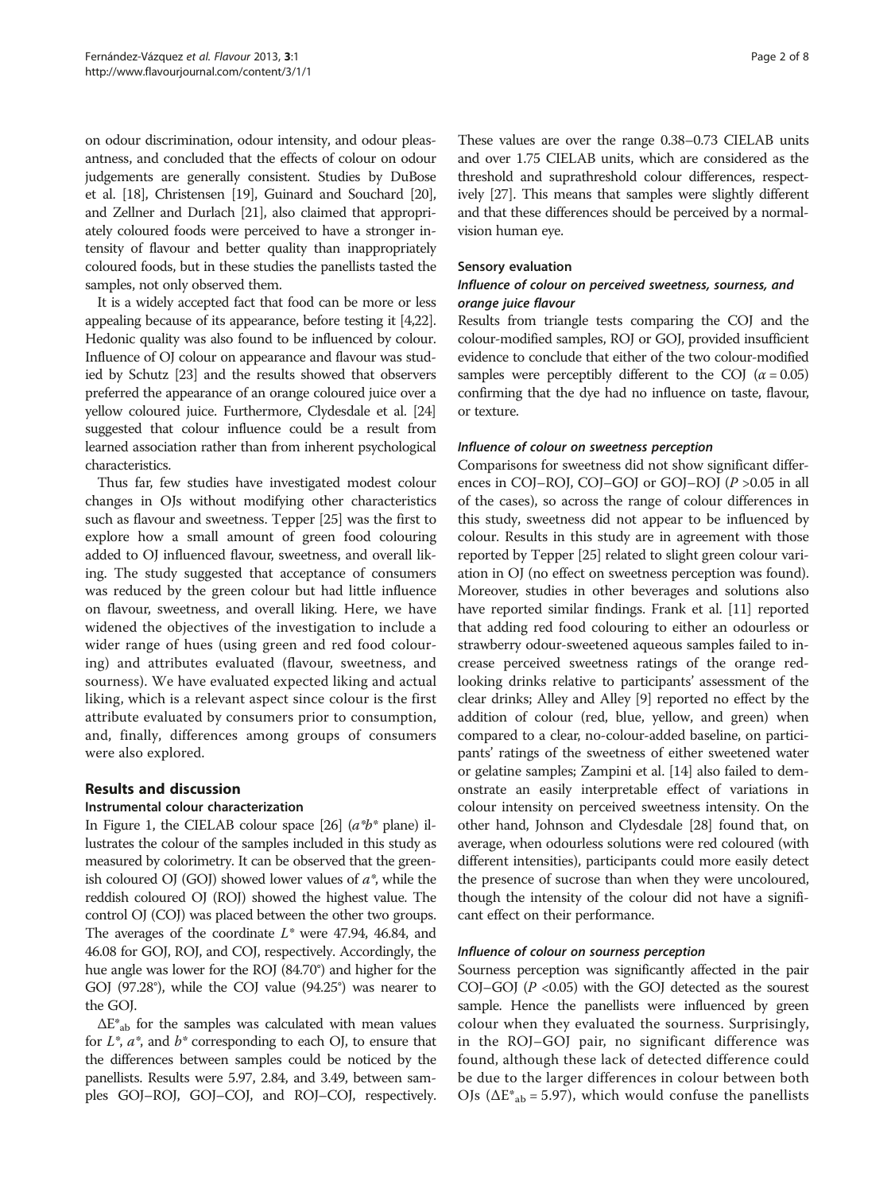on odour discrimination, odour intensity, and odour pleasantness, and concluded that the effects of colour on odour judgements are generally consistent. Studies by DuBose et al. [18], Christensen [19], Guinard and Souchard [20], and Zellner and Durlach [21], also claimed that appropriately coloured foods were perceived to have a stronger intensity of flavour and better quality than inappropriately coloured foods, but in these studies the panellists tasted the samples, not only observed them.

It is a widely accepted fact that food can be more or less appealing because of its appearance, before testing it [4,22]. Hedonic quality was also found to be influenced by colour. Influence of OJ colour on appearance and flavour was studied by Schutz [23] and the results showed that observers preferred the appearance of an orange coloured juice over a yellow coloured juice. Furthermore, Clydesdale et al. [24] suggested that colour influence could be a result from learned association rather than from inherent psychological characteristics.

Thus far, few studies have investigated modest colour changes in OJs without modifying other characteristics such as flavour and sweetness. Tepper [25] was the first to explore how a small amount of green food colouring added to OJ influenced flavour, sweetness, and overall liking. The study suggested that acceptance of consumers was reduced by the green colour but had little influence on flavour, sweetness, and overall liking. Here, we have widened the objectives of the investigation to include a wider range of hues (using green and red food colouring) and attributes evaluated (flavour, sweetness, and sourness). We have evaluated expected liking and actual liking, which is a relevant aspect since colour is the first attribute evaluated by consumers prior to consumption, and, finally, differences among groups of consumers were also explored.

## Results and discussion

### Instrumental colour characterization

In Figure 1, the CIELAB colour space [26] ($a^*b^*$ plane) illustrates the colour of the samples included in this study as measured by colorimetry. It can be observed that the greenish coloured OJ (GOJ) showed lower values of $a^*$, while the reddish coloured OJ (ROJ) showed the highest value. The control OJ (COJ) was placed between the other two groups. The averages of the coordinate $L^*$ were 47.94, 46.84, and 46.08 for GOJ, ROJ, and COJ, respectively. Accordingly, the hue angle was lower for the ROJ (84.70°) and higher for the GOJ (97.28°), while the COJ value (94.25°) was nearer to the GOJ.

$\Delta E^*_{ab}$ for the samples was calculated with mean values for $L^*$, $a^*$, and $b^*$ corresponding to each OJ, to ensure that the differences between samples could be noticed by the panellists. Results were 5.97, 2.84, and 3.49, between samples GOJ–ROJ, GOJ–COJ, and ROJ–COJ, respectively. These values are over the range 0.38–0.73 CIELAB units and over 1.75 CIELAB units, which are considered as the threshold and suprathreshold colour differences, respectively [27]. This means that samples were slightly different and that these differences should be perceived by a normal-vision human eye.

### Sensory evaluation

#### *Influence of colour on perceived sweetness, sourness, and orange juice flavour*

Results from triangle tests comparing the COJ and the colour-modified samples, ROJ or GOJ, provided insufficient evidence to conclude that either of the two colour-modified samples were perceptibly different to the COJ ($\alpha = 0.05$) confirming that the dye had no influence on taste, flavour, or texture.

#### *Influence of colour on sweetness perception*

Comparisons for sweetness did not show significant differences in COJ–ROJ, COJ–GOJ or GOJ–ROJ ($P > 0.05$ in all of the cases), so across the range of colour differences in this study, sweetness did not appear to be influenced by colour. Results in this study are in agreement with those reported by Tepper [25] related to slight green colour variation in OJ (no effect on sweetness perception was found). Moreover, studies in other beverages and solutions also have reported similar findings. Frank et al. [11] reported that adding red food colouring to either an odourless or strawberry odour-sweetened aqueous samples failed to increase perceived sweetness ratings of the orange red-looking drinks relative to participants' assessment of the clear drinks; Alley and Alley [9] reported no effect by the addition of colour (red, blue, yellow, and green) when compared to a clear, no-colour-added baseline, on participants' ratings of the sweetness of either sweetened water or gelatine samples; Zampini et al. [14] also failed to demonstrate an easily interpretable effect of variations in colour intensity on perceived sweetness intensity. On the other hand, Johnson and Clydesdale [28] found that, on average, when odourless solutions were red coloured (with different intensities), participants could more easily detect the presence of sucrose than when they were uncoloured, though the intensity of the colour did not have a significant effect on their performance.

#### *Influence of colour on sourness perception*

Sourness perception was significantly affected in the pair COJ–GOJ ($P < 0.05$) with the GOJ detected as the sourest sample. Hence the panellists were influenced by green colour when they evaluated the sourness. Surprisingly, in the ROJ–GOJ pair, no significant difference was found, although these lack of detected difference could be due to the larger differences in colour between both OJs ($\Delta E^*_{ab} = 5.97$), which would confuse the panellists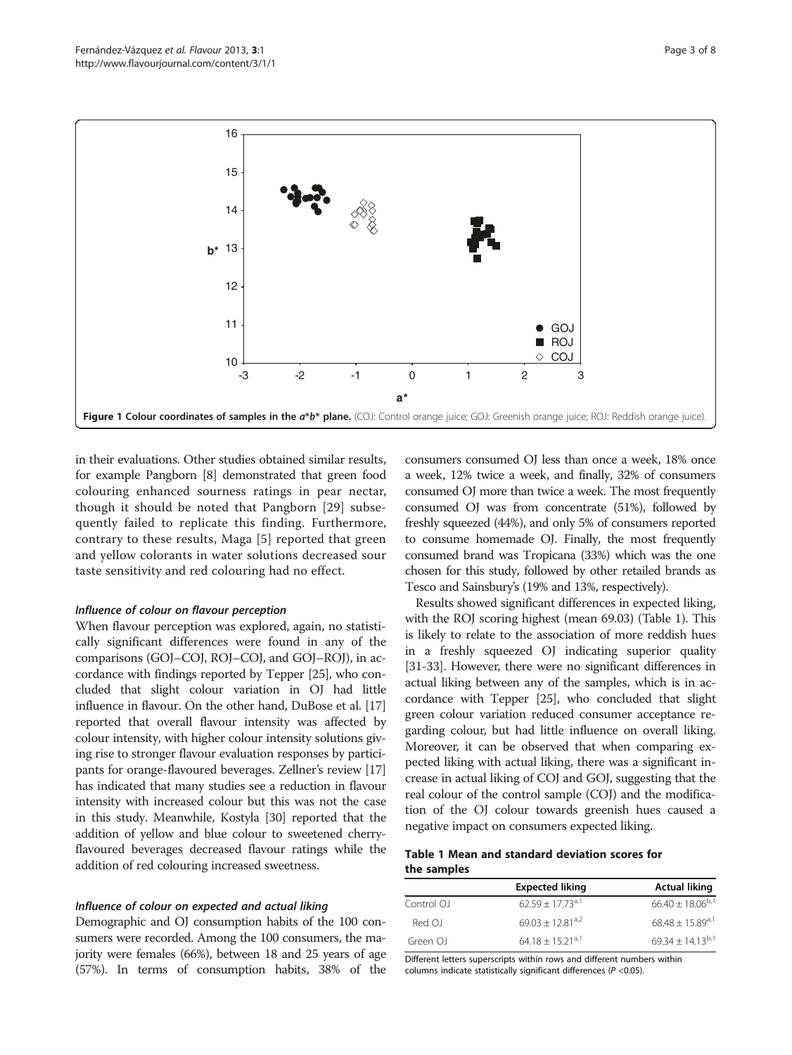Figure 1 Colour coordinates of samples in the $a^*b^*$ plane. (COJ: Control orange juice; GOJ: Greenish orange juice; ROJ: Reddish orange juice).

in their evaluations. Other studies obtained similar results, for example Pangborn [8] demonstrated that green food colouring enhanced sourness ratings in pear nectar, though it should be noted that Pangborn [29] subsequently failed to replicate this finding. Furthermore, contrary to these results, Maga [5] reported that green and yellow colorants in water solutions decreased sour taste sensitivity and red colouring had no effect.

#### *Influence of colour on flavour perception*

When flavour perception was explored, again, no statistically significant differences were found in any of the comparisons (GOJ–COJ, ROJ–COJ, and GOJ–ROJ), in accordance with findings reported by Tepper [25], who concluded that slight colour variation in OJ had little influence in flavour. On the other hand, DuBose et al. [17] reported that overall flavour intensity was affected by colour intensity, with higher colour intensity solutions giving rise to stronger flavour evaluation responses by participants for orange-flavoured beverages. Zellner's review [17] has indicated that many studies see a reduction in flavour intensity with increased colour but this was not the case in this study. Meanwhile, Kostyla [30] reported that the addition of yellow and blue colour to sweetened cherry-flavoured beverages decreased flavour ratings while the addition of red colouring increased sweetness.

#### *Influence of colour on expected and actual liking*

Demographic and OJ consumption habits of the 100 consumers were recorded. Among the 100 consumers, the majority were females (66%), between 18 and 25 years of age (57%). In terms of consumption habits, 38% of the consumers consumed OJ less than once a week, 18% once a week, 12% twice a week, and finally, 32% of consumers consumed OJ more than twice a week. The most frequently consumed OJ was from concentrate (51%), followed by freshly squeezed (44%), and only 5% of consumers reported to consume homemade OJ. Finally, the most frequently consumed brand was Tropicana (33%) which was the one chosen for this study, followed by other retailed brands as Tesco and Sainsbury's (19% and 13%, respectively).

Results showed significant differences in expected liking, with the ROJ scoring highest (mean 69.03) (Table 1). This is likely to relate to the association of more reddish hues in a freshly squeezed OJ indicating superior quality [31-33]. However, there were no significant differences in actual liking between any of the samples, which is in accordance with Tepper [25], who concluded that slight green colour variation reduced consumer acceptance regarding colour, but had little influence on overall liking. Moreover, it can be observed that when comparing expected liking with actual liking, there was a significant increase in actual liking of COJ and GOJ, suggesting that the real colour of the control sample (COJ) and the modification of the OJ colour towards greenish hues caused a negative impact on consumers expected liking.

**Table 1 Mean and standard deviation scores for the samples**

| | Expected liking | Actual liking |
|---|---|---|
| Control OJ | $62.59 \pm 17.73^{a,1}$ | $66.40 \pm 18.06^{b,1}$ |
| Red OJ | $69.03 \pm 12.81^{a,2}$ | $68.48 \pm 15.89^{a,1}$ |
| Green OJ | $64.18 \pm 15.21^{a,1}$ | $69.34 \pm 14.13^{b,1}$ |

Different letters superscripts within rows and different numbers within columns indicate statistically significant differences ($P$ <0.05).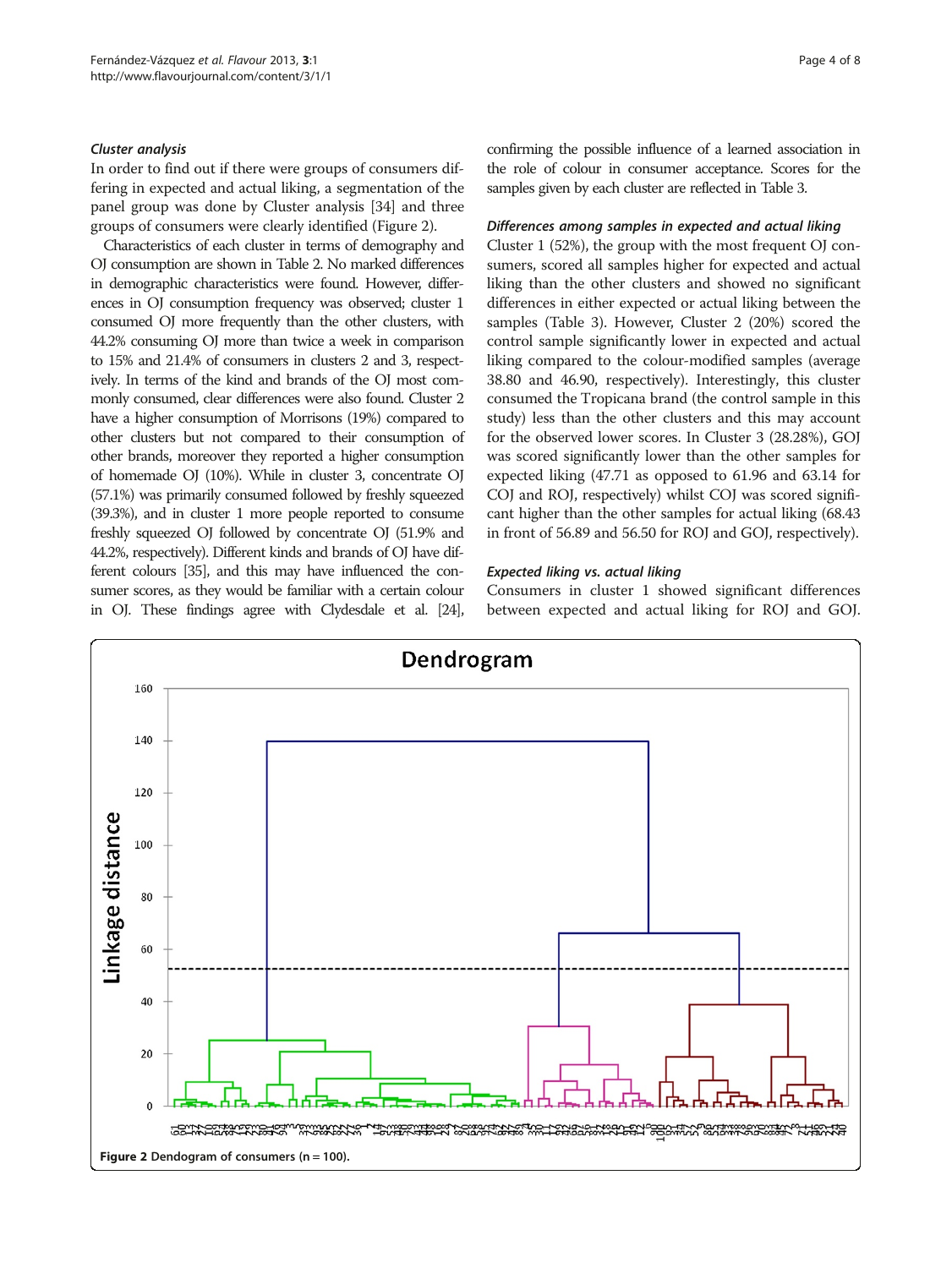### Cluster analysis

In order to find out if there were groups of consumers differing in expected and actual liking, a segmentation of the panel group was done by Cluster analysis [34] and three groups of consumers were clearly identified (Figure 2).

Characteristics of each cluster in terms of demography and OJ consumption are shown in Table 2. No marked differences in demographic characteristics were found. However, differences in OJ consumption frequency was observed; cluster 1 consumed OJ more frequently than the other clusters, with 44.2% consuming OJ more than twice a week in comparison to 15% and 21.4% of consumers in clusters 2 and 3, respectively. In terms of the kind and brands of the OJ most commonly consumed, clear differences were also found. Cluster 2 have a higher consumption of Morrisons (19%) compared to other clusters but not compared to their consumption of other brands, moreover they reported a higher consumption of homemade OJ (10%). While in cluster 3, concentrate OJ (57.1%) was primarily consumed followed by freshly squeezed (39.3%), and in cluster 1 more people reported to consume freshly squeezed OJ followed by concentrate OJ (51.9% and 44.2%, respectively). Different kinds and brands of OJ have different colours [35], and this may have influenced the consumer scores, as they would be familiar with a certain colour in OJ. These findings agree with Clydesdale et al. [24], confirming the possible influence of a learned association in the role of colour in consumer acceptance. Scores for the samples given by each cluster are reflected in Table 3.

### Differences among samples in expected and actual liking

Cluster 1 (52%), the group with the most frequent OJ consumers, scored all samples higher for expected and actual liking than the other clusters and showed no significant differences in either expected or actual liking between the samples (Table 3). However, Cluster 2 (20%) scored the control sample significantly lower in expected and actual liking compared to the colour-modified samples (average 38.80 and 46.90, respectively). Interestingly, this cluster consumed the Tropicana brand (the control sample in this study) less than the other clusters and this may account for the observed lower scores. In Cluster 3 (28.28%), GOJ was scored significantly lower than the other samples for expected liking (47.71 as opposed to 61.96 and 63.14 for COJ and ROJ, respectively) whilst COJ was scored significant higher than the other samples for actual liking (68.43 in front of 56.89 and 56.50 for ROJ and GOJ, respectively).

### Expected liking vs. actual liking

Consumers in cluster 1 showed significant differences between expected and actual liking for ROJ and GOJ.

**Figure 2** Dendogram of consumers (n = 100).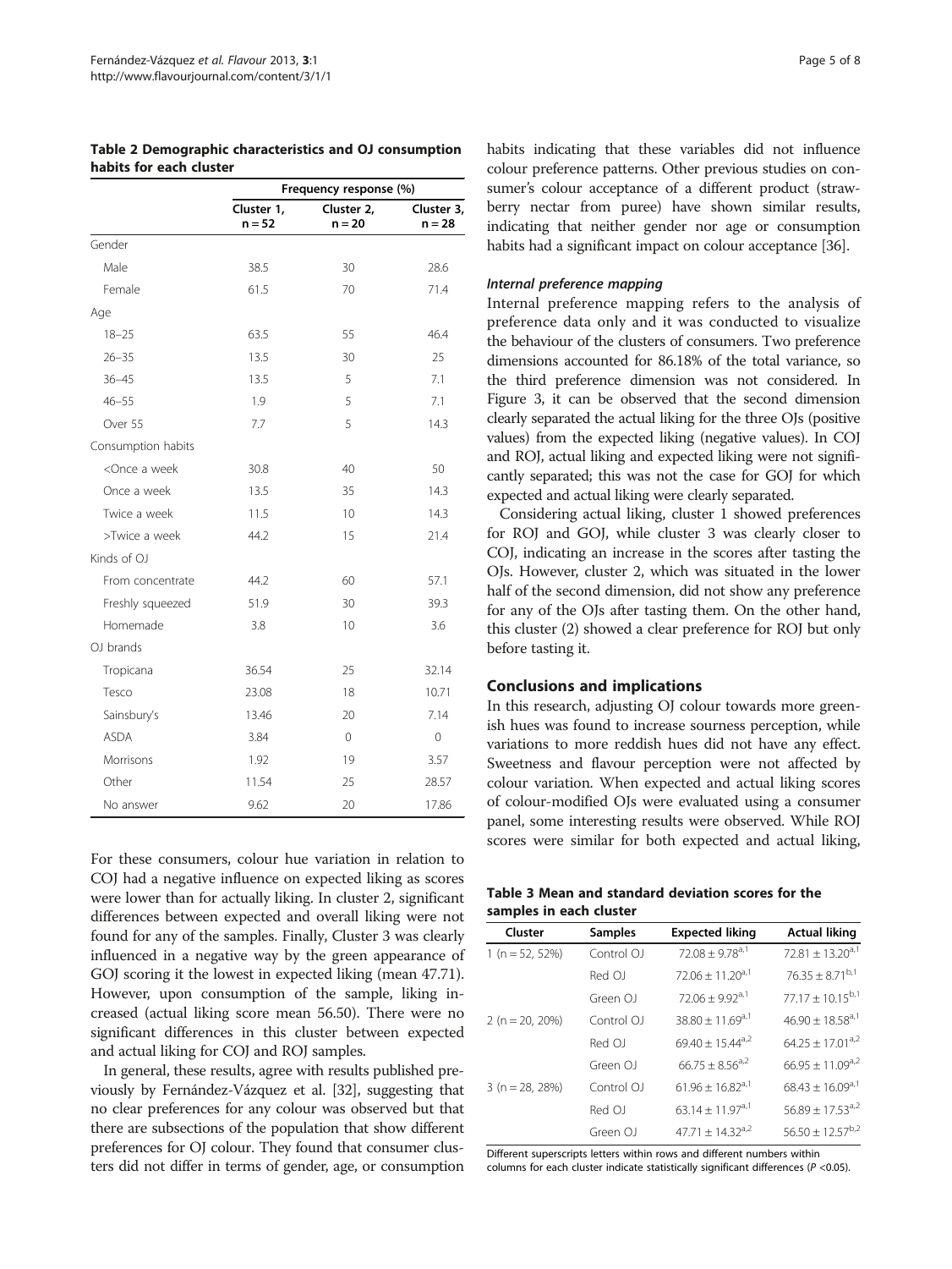**Table 2 Demographic characteristics and OJ consumption habits for each cluster**

| | Frequency response (%) | | |
|---|---|---|---|
| | Cluster 1, n = 52 | Cluster 2, n = 20 | Cluster 3, n = 28 |
| Gender | | | |
| Male | 38.5 | 30 | 28.6 |
| Female | 61.5 | 70 | 71.4 |
| Age | | | |
| 18–25 | 63.5 | 55 | 46.4 |
| 26–35 | 13.5 | 30 | 25 |
| 36–45 | 13.5 | 5 | 7.1 |
| 46–55 | 1.9 | 5 | 7.1 |
| Over 55 | 7.7 | 5 | 14.3 |
| Consumption habits | | | |
| <Once a week | 30.8 | 40 | 50 |
| Once a week | 13.5 | 35 | 14.3 |
| Twice a week | 11.5 | 10 | 14.3 |
| >Twice a week | 44.2 | 15 | 21.4 |
| Kinds of OJ | | | |
| From concentrate | 44.2 | 60 | 57.1 |
| Freshly squeezed | 51.9 | 30 | 39.3 |
| Homemade | 3.8 | 10 | 3.6 |
| OJ brands | | | |
| Tropicana | 36.54 | 25 | 32.14 |
| Tesco | 23.08 | 18 | 10.71 |
| Sainsbury's | 13.46 | 20 | 7.14 |
| ASDA | 3.84 | 0 | 0 |
| Morrisons | 1.92 | 19 | 3.57 |
| Other | 11.54 | 25 | 28.57 |
| No answer | 9.62 | 20 | 17.86 |

For these consumers, colour hue variation in relation to COJ had a negative influence on expected liking as scores were lower than for actually liking. In cluster 2, significant differences between expected and overall liking were not found for any of the samples. Finally, Cluster 3 was clearly influenced in a negative way by the green appearance of GOJ scoring it the lowest in expected liking (mean 47.71). However, upon consumption of the sample, liking increased (actual liking score mean 56.50). There were no significant differences in this cluster between expected and actual liking for COJ and ROJ samples.

In general, these results, agree with results published previously by Fernández-Vázquez et al. [32], suggesting that no clear preferences for any colour was observed but that there are subsections of the population that show different preferences for OJ colour. They found that consumer clusters did not differ in terms of gender, age, or consumption habits indicating that these variables did not influence colour preference patterns. Other previous studies on consumer's colour acceptance of a different product (strawberry nectar from puree) have shown similar results, indicating that neither gender nor age or consumption habits had a significant impact on colour acceptance [36].

#### *Internal preference mapping*

Internal preference mapping refers to the analysis of preference data only and it was conducted to visualize the behaviour of the clusters of consumers. Two preference dimensions accounted for 86.18% of the total variance, so the third preference dimension was not considered. In Figure 3, it can be observed that the second dimension clearly separated the actual liking for the three OJs (positive values) from the expected liking (negative values). In COJ and ROJ, actual liking and expected liking were not significantly separated; this was not the case for GOJ for which expected and actual liking were clearly separated.

Considering actual liking, cluster 1 showed preferences for ROJ and GOJ, while cluster 3 was clearly closer to COJ, indicating an increase in the scores after tasting the OJs. However, cluster 2, which was situated in the lower half of the second dimension, did not show any preference for any of the OJs after tasting them. On the other hand, this cluster (2) showed a clear preference for ROJ but only before tasting it.

## Conclusions and implications

In this research, adjusting OJ colour towards more greenish hues was found to increase sourness perception, while variations to more reddish hues did not have any effect. Sweetness and flavour perception were not affected by colour variation. When expected and actual liking scores of colour-modified OJs were evaluated using a consumer panel, some interesting results were observed. While ROJ scores were similar for both expected and actual liking,

**Table 3 Mean and standard deviation scores for the samples in each cluster**

| Cluster | Samples | Expected liking | Actual liking |
|---|---|---|---|
| 1 (n = 52, 52%) | Control OJ | $72.08 \pm 9.78^{a,1}$ | $72.81 \pm 13.20^{a,1}$ |
| | Red OJ | $72.06 \pm 11.20^{a,1}$ | $76.35 \pm 8.71^{b,1}$ |
| | Green OJ | $72.06 \pm 9.92^{a,1}$ | $77.17 \pm 10.15^{b,1}$ |
| 2 (n = 20, 20%) | Control OJ | $38.80 \pm 11.69^{a,1}$ | $46.90 \pm 18.58^{a,1}$ |
| | Red OJ | $69.40 \pm 15.44^{a,2}$ | $64.25 \pm 17.01^{a,2}$ |
| | Green OJ | $66.75 \pm 8.56^{a,2}$ | $66.95 \pm 11.09^{a,2}$ |
| 3 (n = 28, 28%) | Control OJ | $61.96 \pm 16.82^{a,1}$ | $68.43 \pm 16.09^{a,1}$ |
| | Red OJ | $63.14 \pm 11.97^{a,1}$ | $56.89 \pm 17.53^{a,2}$ |
| | Green OJ | $47.71 \pm 14.32^{a,2}$ | $56.50 \pm 12.57^{b,2}$ |

Different superscripts letters within rows and different numbers within columns for each cluster indicate statistically significant differences ($P < 0.05$).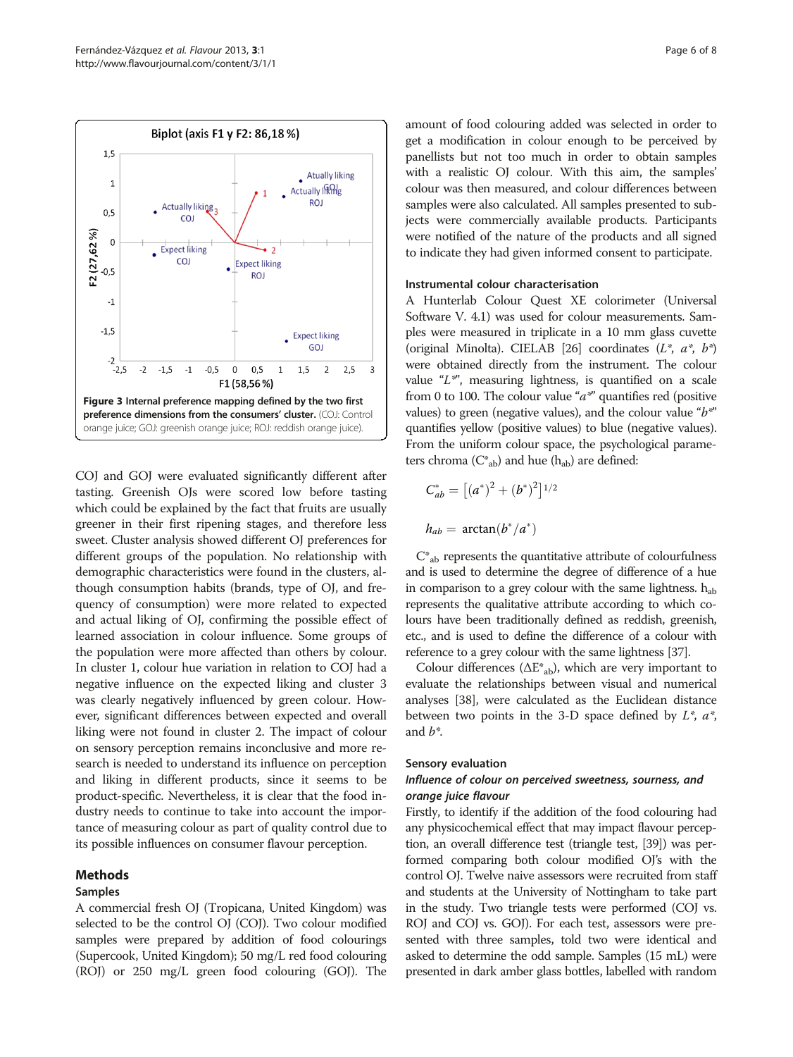**Figure 3 Internal preference mapping defined by the two first preference dimensions from the consumers' cluster.** (COJ: Control orange juice; GOJ: greenish orange juice; ROJ: reddish orange juice).

COJ and GOJ were evaluated significantly different after tasting. Greenish OJs were scored low before tasting which could be explained by the fact that fruits are usually greener in their first ripening stages, and therefore less sweet. Cluster analysis showed different OJ preferences for different groups of the population. No relationship with demographic characteristics were found in the clusters, although consumption habits (brands, type of OJ, and frequency of consumption) were more related to expected and actual liking of OJ, confirming the possible effect of learned association in colour influence. Some groups of the population were more affected than others by colour. In cluster 1, colour hue variation in relation to COJ had a negative influence on the expected liking and cluster 3 was clearly negatively influenced by green colour. However, significant differences between expected and overall liking were not found in cluster 2. The impact of colour on sensory perception remains inconclusive and more research is needed to understand its influence on perception and liking in different products, since it seems to be product-specific. Nevertheless, it is clear that the food industry needs to continue to take into account the importance of measuring colour as part of quality control due to its possible influences on consumer flavour perception.

## Methods

### Samples

A commercial fresh OJ (Tropicana, United Kingdom) was selected to be the control OJ (COJ). Two colour modified samples were prepared by addition of food colourings (Supercook, United Kingdom); 50 mg/L red food colouring (ROJ) or 250 mg/L green food colouring (GOJ). The amount of food colouring added was selected in order to get a modification in colour enough to be perceived by panellists but not too much in order to obtain samples with a realistic OJ colour. With this aim, the samples' colour was then measured, and colour differences between samples were also calculated. All samples presented to subjects were commercially available products. Participants were notified of the nature of the products and all signed to indicate they had given informed consent to participate.

### Instrumental colour characterisation

A Hunterlab Colour Quest XE colorimeter (Universal Software V. 4.1) was used for colour measurements. Samples were measured in triplicate in a 10 mm glass cuvette (original Minolta). CIELAB [26] coordinates ($L^*$, $a^*$, $b^*$) were obtained directly from the instrument. The colour value "$L^*$", measuring lightness, is quantified on a scale from 0 to 100. The colour value "$a^*$" quantifies red (positive values) to green (negative values), and the colour value "$b^*$" quantifies yellow (positive values) to blue (negative values). From the uniform colour space, the psychological parameters chroma ($C^*_{ab}$) and hue ($h_{ab}$) are defined:

$$C^*_{ab} = \left[(a^*)^2 + (b^*)^2\right]^{1/2}$$

$$h_{ab} = \arctan(b^*/a^*)$$

$C^*_{ab}$ represents the quantitative attribute of colourfulness and is used to determine the degree of difference of a hue in comparison to a grey colour with the same lightness. $h_{ab}$ represents the qualitative attribute according to which colours have been traditionally defined as reddish, greenish, etc., and is used to define the difference of a colour with reference to a grey colour with the same lightness [37].

Colour differences ($\Delta E^*_{ab}$), which are very important to evaluate the relationships between visual and numerical analyses [38], were calculated as the Euclidean distance between two points in the 3-D space defined by $L^*$, $a^*$, and $b^*$.

### Sensory evaluation

#### *Influence of colour on perceived sweetness, sourness, and orange juice flavour*

Firstly, to identify if the addition of the food colouring had any physicochemical effect that may impact flavour perception, an overall difference test (triangle test, [39]) was performed comparing both colour modified OJ's with the control OJ. Twelve naive assessors were recruited from staff and students at the University of Nottingham to take part in the study. Two triangle tests were performed (COJ vs. ROJ and COJ vs. GOJ). For each test, assessors were presented with three samples, told two were identical and asked to determine the odd sample. Samples (15 mL) were presented in dark amber glass bottles, labelled with random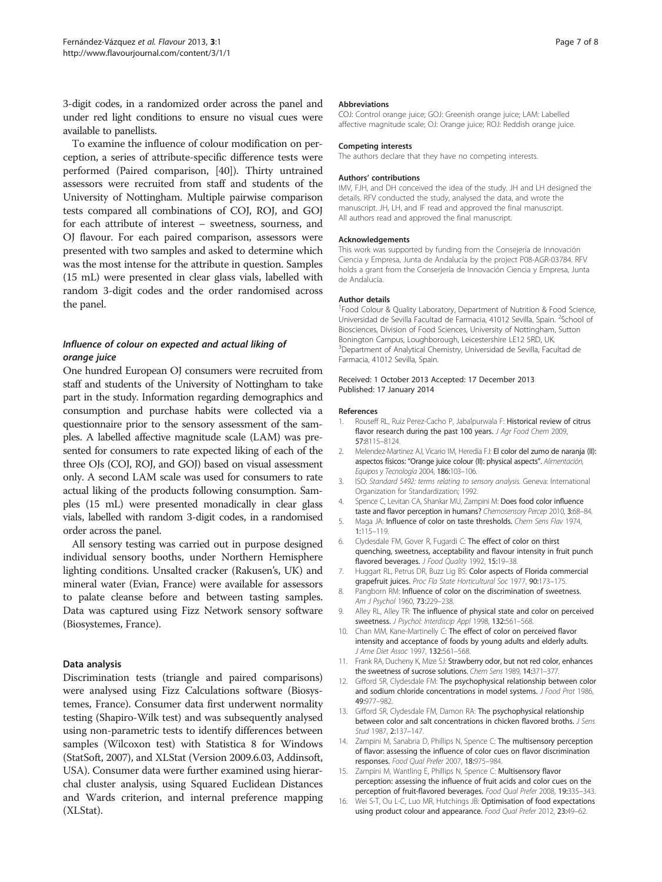3-digit codes, in a randomized order across the panel and under red light conditions to ensure no visual cues were available to panellists.

To examine the influence of colour modification on perception, a series of attribute-specific difference tests were performed (Paired comparison, [40]). Thirty untrained assessors were recruited from staff and students of the University of Nottingham. Multiple pairwise comparison tests compared all combinations of COJ, ROJ, and GOJ for each attribute of interest – sweetness, sourness, and OJ flavour. For each paired comparison, assessors were presented with two samples and asked to determine which was the most intense for the attribute in question. Samples (15 mL) were presented in clear glass vials, labelled with random 3-digit codes and the order randomised across the panel.

### *Influence of colour on expected and actual liking of orange juice*

One hundred European OJ consumers were recruited from staff and students of the University of Nottingham to take part in the study. Information regarding demographics and consumption and purchase habits were collected via a questionnaire prior to the sensory assessment of the samples. A labelled affective magnitude scale (LAM) was presented for consumers to rate expected liking of each of the three OJs (COJ, ROJ, and GOJ) based on visual assessment only. A second LAM scale was used for consumers to rate actual liking of the products following consumption. Samples (15 mL) were presented monadically in clear glass vials, labelled with random 3-digit codes, in a randomised order across the panel.

All sensory testing was carried out in purpose designed individual sensory booths, under Northern Hemisphere lighting conditions. Unsalted cracker (Rakusen's, UK) and mineral water (Evian, France) were available for assessors to palate cleanse before and between tasting samples. Data was captured using Fizz Network sensory software (Biosystemes, France).

### Data analysis

Discrimination tests (triangle and paired comparisons) were analysed using Fizz Calculations software (Biosystemes, France). Consumer data first underwent normality testing (Shapiro-Wilk test) and was subsequently analysed using non-parametric tests to identify differences between samples (Wilcoxon test) with Statistica 8 for Windows (StatSoft, 2007), and XLStat (Version 2009.6.03, Addinsoft, USA). Consumer data were further examined using hierarchal cluster analysis, using Squared Euclidean Distances and Wards criterion, and internal preference mapping (XLStat).

#### Abbreviations

COJ: Control orange juice; GOJ: Greenish orange juice; LAM: Labelled affective magnitude scale; OJ: Orange juice; ROJ: Reddish orange juice.

#### Competing interests

The authors declare that they have no competing interests.

#### Authors' contributions

IMV, FJH, and DH conceived the idea of the study. JH and LH designed the details. RFV conducted the study, analysed the data, and wrote the manuscript. JH, LH, and IF read and approved the final manuscript. All authors read and approved the final manuscript.

#### Acknowledgements

This work was supported by funding from the Consejería de Innovación Ciencia y Empresa, Junta de Andalucía by the project P08-AGR-03784. RFV holds a grant from the Conserjería de Innovación Ciencia y Empresa, Junta de Andalucía.

#### Author details

[1]Food Colour & Quality Laboratory, Department of Nutrition & Food Science, Universidad de Sevilla Facultad de Farmacia, 41012 Sevilla, Spain. [2]School of Biosciences, Division of Food Sciences, University of Nottingham, Sutton Bonington Campus, Loughborough, Leicestershire LE12 5RD, UK. [3]Department of Analytical Chemistry, Universidad de Sevilla, Facultad de Farmacia, 41012 Sevilla, Spain.

Received: 1 October 2013 Accepted: 17 December 2013
Published: 17 January 2014

#### References

1. Rouseff RL, Ruiz Perez-Cacho P, Jabalpurwala F: **Historical review of citrus flavor research during the past 100 years.** *J Agr Food Chem* 2009, **57:**8115–8124.
2. Melendez-Martinez AJ, Vicario IM, Heredia FJ: **El color del zumo de naranja (II): aspectos físicos: "Orange juice colour (II): physical aspects".** *Alimentación, Equipos y Tecnología* 2004, **186:**103–106.
3. ISO: *Standard 5492: terms relating to sensory analysis.* Geneva: International Organization for Standardization; 1992.
4. Spence C, Levitan CA, Shankar MU, Zampini M: **Does food color influence taste and flavor perception in humans?** *Chemosensory Percep* 2010, **3:**68–84.
5. Maga JA: **Influence of color on taste thresholds.** *Chem Sens Flav* 1974, **1:**115–119.
6. Clydesdale FM, Gover R, Fugardi C: **The effect of color on thirst quenching, sweetness, acceptability and flavour intensity in fruit punch flavored beverages.** *J Food Quality* 1992, **15:**19–38.
7. Huggart RL, Petrus DR, Buzz Lig BS: **Color aspects of Florida commercial grapefruit juices.** *Proc Fla State Horticultural Soc* 1977, **90:**173–175.
8. Pangborn RM: **Influence of color on the discrimination of sweetness.** *Am J Psychol* 1960, **73:**229–238.
9. Alley RL, Alley TR: **The influence of physical state and color on perceived sweetness.** *J Psychol: Interdiscip Appl* 1998, **132:**561–568.
10. Chan MM, Kane-Martinelly C: **The effect of color on perceived flavor intensity and acceptance of foods by young adults and elderly adults.** *J Ame Diet Assoc* 1997, **132:**561–568.
11. Frank RA, Ducheny K, Mize SJ: **Strawberry odor, but not red color, enhances the sweetness of sucrose solutions.** *Chem Sens* 1989, **14:**371–377.
12. Gifford SR, Clydesdale FM: **The psychophysical relationship between color and sodium chloride concentrations in model systems.** *J Food Prot* 1986, **49:**977–982.
13. Gifford SR, Clydesdale FM, Damon RA: **The psychophysical relationship between color and salt concentrations in chicken flavored broths.** *J Sens Stud* 1987, **2:**137–147.
14. Zampini M, Sanabria D, Phillips N, Spence C: **The multisensory perception of flavor: assessing the influence of color cues on flavor discrimination responses.** *Food Qual Prefer* 2007, **18:**975–984.
15. Zampini M, Wantling E, Phillips N, Spence C: **Multisensory flavor perception: assessing the influence of fruit acids and color cues on the perception of fruit-flavored beverages.** *Food Qual Prefer* 2008, **19:**335–343.
16. Wei S-T, Ou L-C, Luo MR, Hutchings JB: **Optimisation of food expectations using product colour and appearance.** *Food Qual Prefer* 2012, **23:**49–62.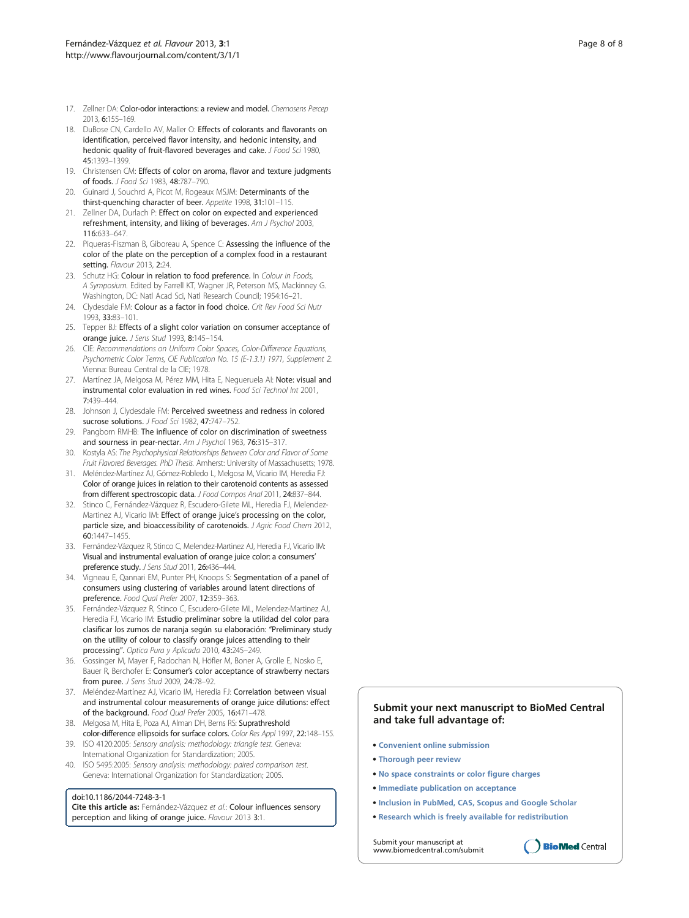17. Zellner DA: Color-odor interactions: a review and model. *Chemosens Percep* 2013, **6**:155–169.
18. DuBose CN, Cardello AV, Maller O: Effects of colorants and flavorants on identification, perceived flavor intensity, and hedonic intensity, and hedonic quality of fruit-flavored beverages and cake. *J Food Sci* 1980, **45**:1393–1399.
19. Christensen CM: Effects of color on aroma, flavor and texture judgments of foods. *J Food Sci* 1983, **48**:787–790.
20. Guinard J, Souchrd A, Picot M, Rogeaux MSJM: Determinants of the thirst-quenching character of beer. *Appetite* 1998, **31**:101–115.
21. Zellner DA, Durlach P: Effect on color on expected and experienced refreshment, intensity, and liking of beverages. *Am J Psychol* 2003, **116**:633–647.
22. Piqueras-Fiszman B, Giboreau A, Spence C: Assessing the influence of the color of the plate on the perception of a complex food in a restaurant setting. *Flavour* 2013, **2**:24.
23. Schutz HG: Colour in relation to food preference. In *Colour in Foods, A Symposium.* Edited by Farrell KT, Wagner JR, Peterson MS, Mackinney G. Washington, DC: Natl Acad Sci, Natl Research Council; 1954:16–21.
24. Clydesdale FM: Colour as a factor in food choice. *Crit Rev Food Sci Nutr* 1993, **33**:83–101.
25. Tepper BJ: Effects of a slight color variation on consumer acceptance of orange juice. *J Sens Stud* 1993, **8**:145–154.
26. CIE: *Recommendations on Uniform Color Spaces, Color-Difference Equations, Psychometric Color Terms, CIE Publication No. 15 (E-1.3.1) 1971, Supplement 2.* Vienna: Bureau Central de la CIE; 1978.
27. Martínez JA, Melgosa M, Pérez MM, Hita E, Negueruela AI: Note: visual and instrumental color evaluation in red wines. *Food Sci Technol Int* 2001, **7**:439–444.
28. Johnson J, Clydesdale FM: Perceived sweetness and redness in colored sucrose solutions. *J Food Sci* 1982, **47**:747–752.
29. Pangborn RMHB: The influence of color on discrimination of sweetness and sourness in pear-nectar. *Am J Psychol* 1963, **76**:315–317.
30. Kostyla AS: *The Psychophysical Relationships Between Color and Flavor of Some Fruit Flavored Beverages. PhD Thesis.* Amherst: University of Massachusetts; 1978.
31. Meléndez-Martínez AJ, Gómez-Robledo L, Melgosa M, Vicario IM, Heredia FJ: Color of orange juices in relation to their carotenoid contents as assessed from different spectroscopic data. *J Food Compos Anal* 2011, **24**:837–844.
32. Stinco C, Fernández-Vázquez R, Escudero-Gilete ML, Heredia FJ, Melendez-Martinez AJ, Vicario IM: Effect of orange juice's processing on the color, particle size, and bioaccessibility of carotenoids. *J Agric Food Chem* 2012, **60**:1447–1455.
33. Fernández-Vázquez R, Stinco C, Melendez-Martinez AJ, Heredia FJ, Vicario IM: Visual and instrumental evaluation of orange juice color: a consumers' preference study. *J Sens Stud* 2011, **26**:436–444.
34. Vigneau E, Qannari EM, Punter PH, Knoops S: Segmentation of a panel of consumers using clustering of variables around latent directions of preference. *Food Qual Prefer* 2007, **12**:359–363.
35. Fernández-Vázquez R, Stinco C, Escudero-Gilete ML, Melendez-Martinez AJ, Heredia FJ, Vicario IM: Estudio preliminar sobre la utilidad del color para clasificar los zumos de naranja según su elaboración: "Preliminary study on the utility of colour to classify orange juices attending to their processing". *Optica Pura y Aplicada* 2010, **43**:245–249.
36. Gossinger M, Mayer F, Radochan N, Höfler M, Boner A, Grolle E, Nosko E, Bauer R, Berchofer E: Consumer's color acceptance of strawberry nectars from puree. *J Sens Stud* 2009, **24**:78–92.
37. Meléndez-Martínez AJ, Vicario IM, Heredia FJ: Correlation between visual and instrumental colour measurements of orange juice dilutions: effect of the background. *Food Qual Prefer* 2005, **16**:471–478.
38. Melgosa M, Hita E, Poza AJ, Alman DH, Berns RS: Suprathreshold color-difference ellipsoids for surface colors. *Color Res Appl* 1997, **22**:148–155.
39. ISO 4120:2005: *Sensory analysis: methodology: triangle test.* Geneva: International Organization for Standardization; 2005.
40. ISO 5495:2005: *Sensory analysis: methodology: paired comparison test.* Geneva: International Organization for Standardization; 2005.

doi:10.1186/2044-7248-3-1

**Cite this article as:** Fernández-Vázquez *et al.*: Colour influences sensory perception and liking of orange juice. *Flavour* 2013 **3**:1.

**Submit your next manuscript to BioMed Central and take full advantage of:**

- **Convenient online submission**
- **Thorough peer review**
- **No space constraints or color figure charges**
- **Immediate publication on acceptance**
- **Inclusion in PubMed, CAS, Scopus and Google Scholar**
- **Research which is freely available for redistribution**

Submit your manuscript at www.biomedcentral.com/submit

BioMed Central